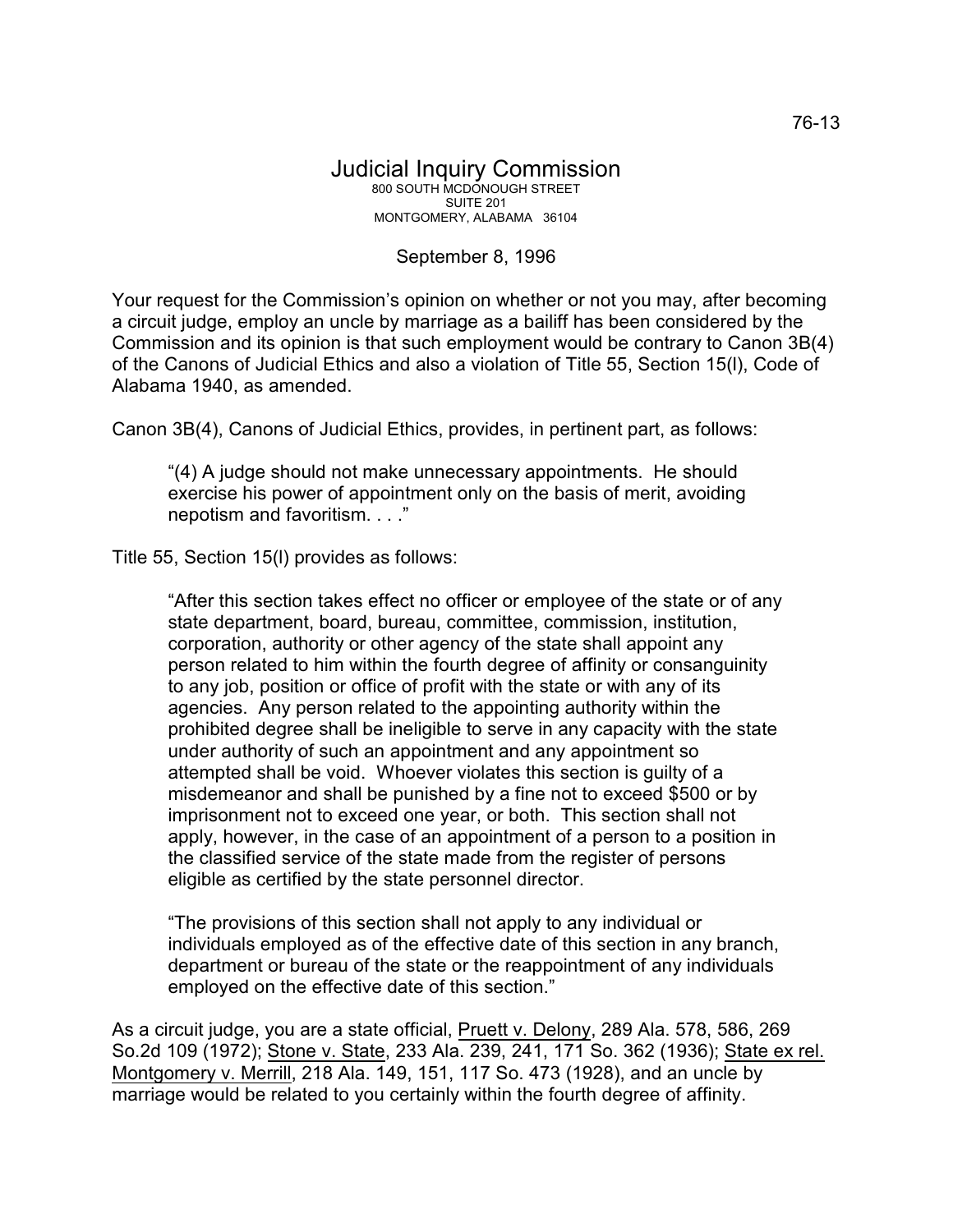76-13

# Judicial Inquiry Commission

800 SOUTH MCDONOUGH STREET
SUITE 201
MONTGOMERY, ALABAMA 36104

September 8, 1996

Your request for the Commission's opinion on whether or not you may, after becoming a circuit judge, employ an uncle by marriage as a bailiff has been considered by the Commission and its opinion is that such employment would be contrary to Canon 3B(4) of the Canons of Judicial Ethics and also a violation of Title 55, Section 15(l), Code of Alabama 1940, as amended.

Canon 3B(4), Canons of Judicial Ethics, provides, in pertinent part, as follows:

> "(4) A judge should not make unnecessary appointments. He should exercise his power of appointment only on the basis of merit, avoiding nepotism and favoritism. . . ."

Title 55, Section 15(l) provides as follows:

> "After this section takes effect no officer or employee of the state or of any state department, board, bureau, committee, commission, institution, corporation, authority or other agency of the state shall appoint any person related to him within the fourth degree of affinity or consanguinity to any job, position or office of profit with the state or with any of its agencies. Any person related to the appointing authority within the prohibited degree shall be ineligible to serve in any capacity with the state under authority of such an appointment and any appointment so attempted shall be void. Whoever violates this section is guilty of a misdemeanor and shall be punished by a fine not to exceed $500 or by imprisonment not to exceed one year, or both. This section shall not apply, however, in the case of an appointment of a person to a position in the classified service of the state made from the register of persons eligible as certified by the state personnel director.
>
> "The provisions of this section shall not apply to any individual or individuals employed as of the effective date of this section in any branch, department or bureau of the state or the reappointment of any individuals employed on the effective date of this section."

As a circuit judge, you are a state official, Pruett v. Delony, 289 Ala. 578, 586, 269 So.2d 109 (1972); Stone v. State, 233 Ala. 239, 241, 171 So. 362 (1936); State ex rel. Montgomery v. Merrill, 218 Ala. 149, 151, 117 So. 473 (1928), and an uncle by marriage would be related to you certainly within the fourth degree of affinity.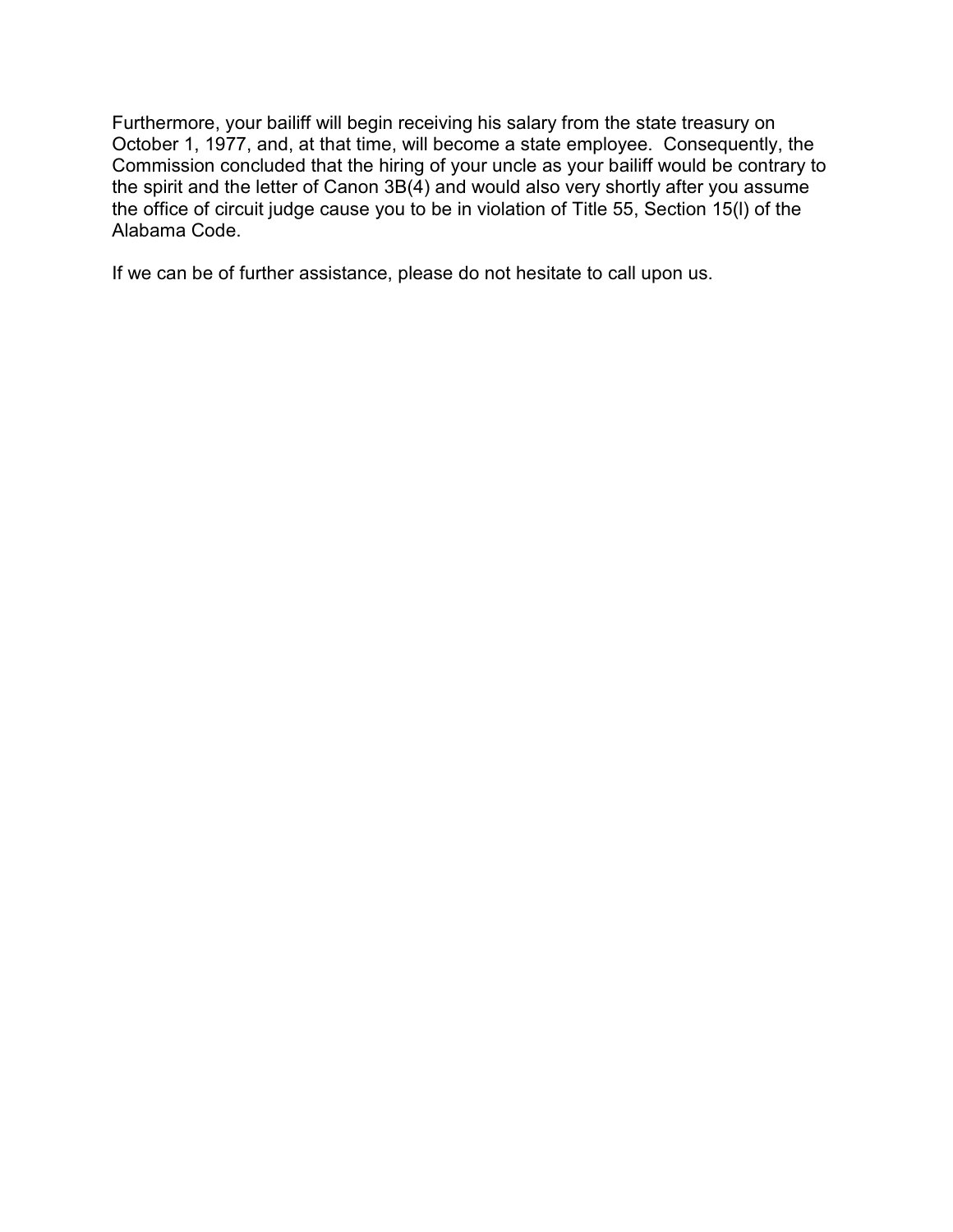Furthermore, your bailiff will begin receiving his salary from the state treasury on October 1, 1977, and, at that time, will become a state employee. Consequently, the Commission concluded that the hiring of your uncle as your bailiff would be contrary to the spirit and the letter of Canon 3B(4) and would also very shortly after you assume the office of circuit judge cause you to be in violation of Title 55, Section 15(l) of the Alabama Code.

If we can be of further assistance, please do not hesitate to call upon us.